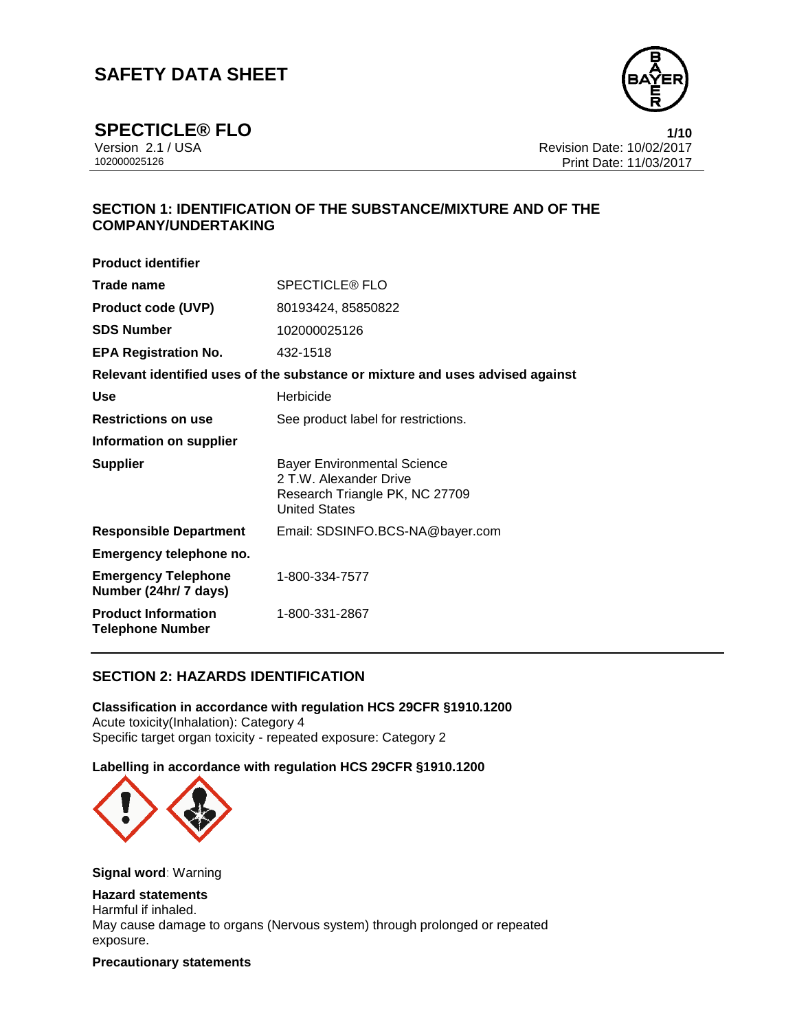# SAFETY DATA SHEET

## SPECTICLE® FLO

Version 2.1 / USA
102000025126

Revision Date: 10/02/2017
Print Date: 11/03/2017

## SECTION 1: IDENTIFICATION OF THE SUBSTANCE/MIXTURE AND OF THE COMPANY/UNDERTAKING

**Product identifier**

| | |
|---|---|
| **Trade name** | SPECTICLE® FLO |
| **Product code (UVP)** | 80193424, 85850822 |
| **SDS Number** | 102000025126 |
| **EPA Registration No.** | 432-1518 |

**Relevant identified uses of the substance or mixture and uses advised against**

| | |
|---|---|
| **Use** | Herbicide |
| **Restrictions on use** | See product label for restrictions. |

**Information on supplier**

| | |
|---|---|
| **Supplier** | Bayer Environmental Science<br>2 T.W. Alexander Drive<br>Research Triangle PK, NC 27709<br>United States |
| **Responsible Department** | Email: SDSINFO.BCS-NA@bayer.com |

**Emergency telephone no.**

| | |
|---|---|
| **Emergency Telephone Number (24hr/ 7 days)** | 1-800-334-7577 |
| **Product Information Telephone Number** | 1-800-331-2867 |

## SECTION 2: HAZARDS IDENTIFICATION

**Classification in accordance with regulation HCS 29CFR §1910.1200**
Acute toxicity(Inhalation): Category 4
Specific target organ toxicity - repeated exposure: Category 2

**Labelling in accordance with regulation HCS 29CFR §1910.1200**

**Signal word**: Warning

**Hazard statements**
Harmful if inhaled.
May cause damage to organs (Nervous system) through prolonged or repeated exposure.

**Precautionary statements**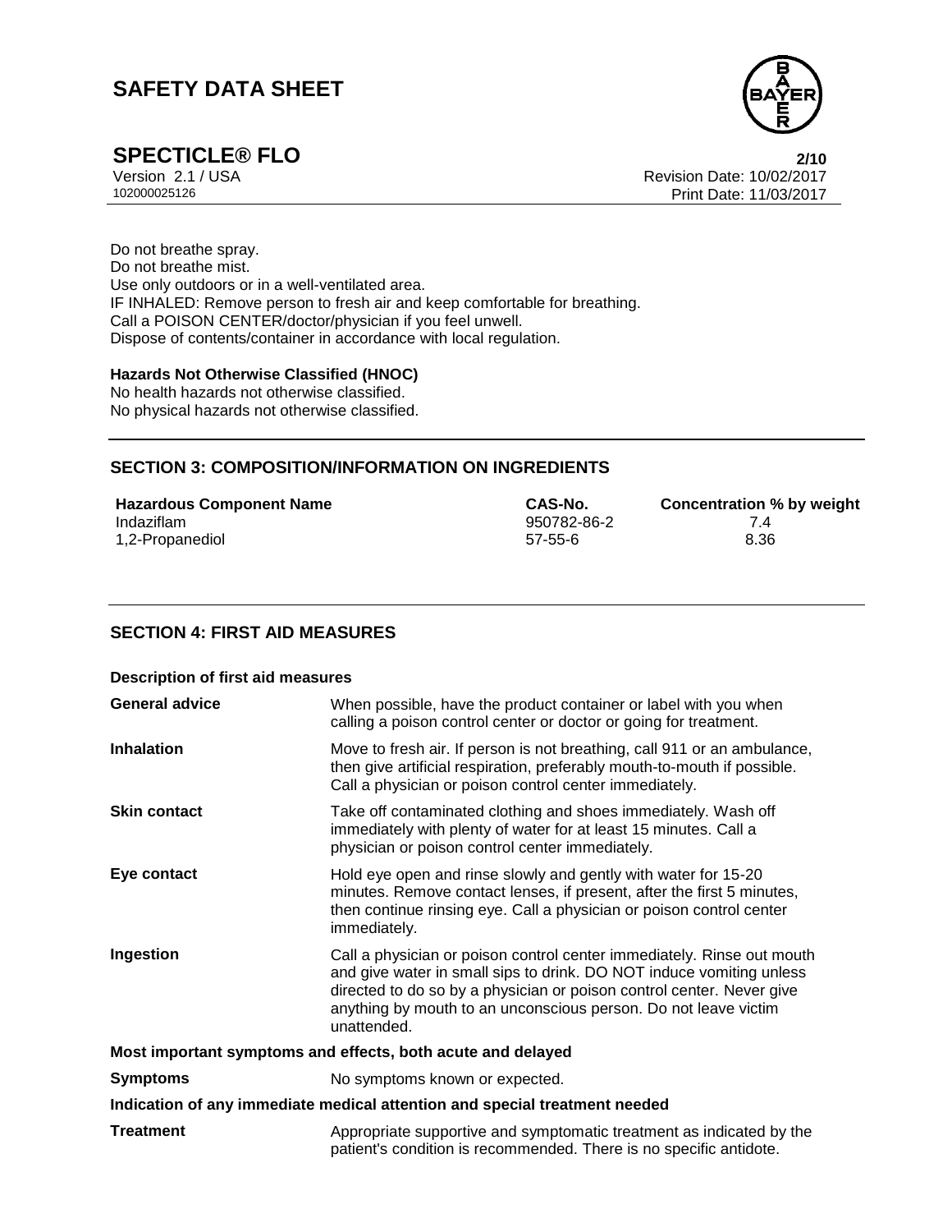Do not breathe spray.
Do not breathe mist.
Use only outdoors or in a well-ventilated area.
IF INHALED: Remove person to fresh air and keep comfortable for breathing.
Call a POISON CENTER/doctor/physician if you feel unwell.
Dispose of contents/container in accordance with local regulation.

**Hazards Not Otherwise Classified (HNOC)**
No health hazards not otherwise classified.
No physical hazards not otherwise classified.

## SECTION 3: COMPOSITION/INFORMATION ON INGREDIENTS

| Hazardous Component Name | CAS-No. | Concentration % by weight |
|---|---|---|
| Indaziflam | 950782-86-2 | 7.4 |
| 1,2-Propanediol | 57-55-6 | 8.36 |

## SECTION 4: FIRST AID MEASURES

**Description of first aid measures**

| | |
|---|---|
| **General advice** | When possible, have the product container or label with you when calling a poison control center or doctor or going for treatment. |
| **Inhalation** | Move to fresh air. If person is not breathing, call 911 or an ambulance, then give artificial respiration, preferably mouth-to-mouth if possible. Call a physician or poison control center immediately. |
| **Skin contact** | Take off contaminated clothing and shoes immediately. Wash off immediately with plenty of water for at least 15 minutes. Call a physician or poison control center immediately. |
| **Eye contact** | Hold eye open and rinse slowly and gently with water for 15-20 minutes. Remove contact lenses, if present, after the first 5 minutes, then continue rinsing eye. Call a physician or poison control center immediately. |
| **Ingestion** | Call a physician or poison control center immediately. Rinse out mouth and give water in small sips to drink. DO NOT induce vomiting unless directed to do so by a physician or poison control center. Never give anything by mouth to an unconscious person. Do not leave victim unattended. |

**Most important symptoms and effects, both acute and delayed**

| | |
|---|---|
| **Symptoms** | No symptoms known or expected. |

**Indication of any immediate medical attention and special treatment needed**

| | |
|---|---|
| **Treatment** | Appropriate supportive and symptomatic treatment as indicated by the patient's condition is recommended. There is no specific antidote. |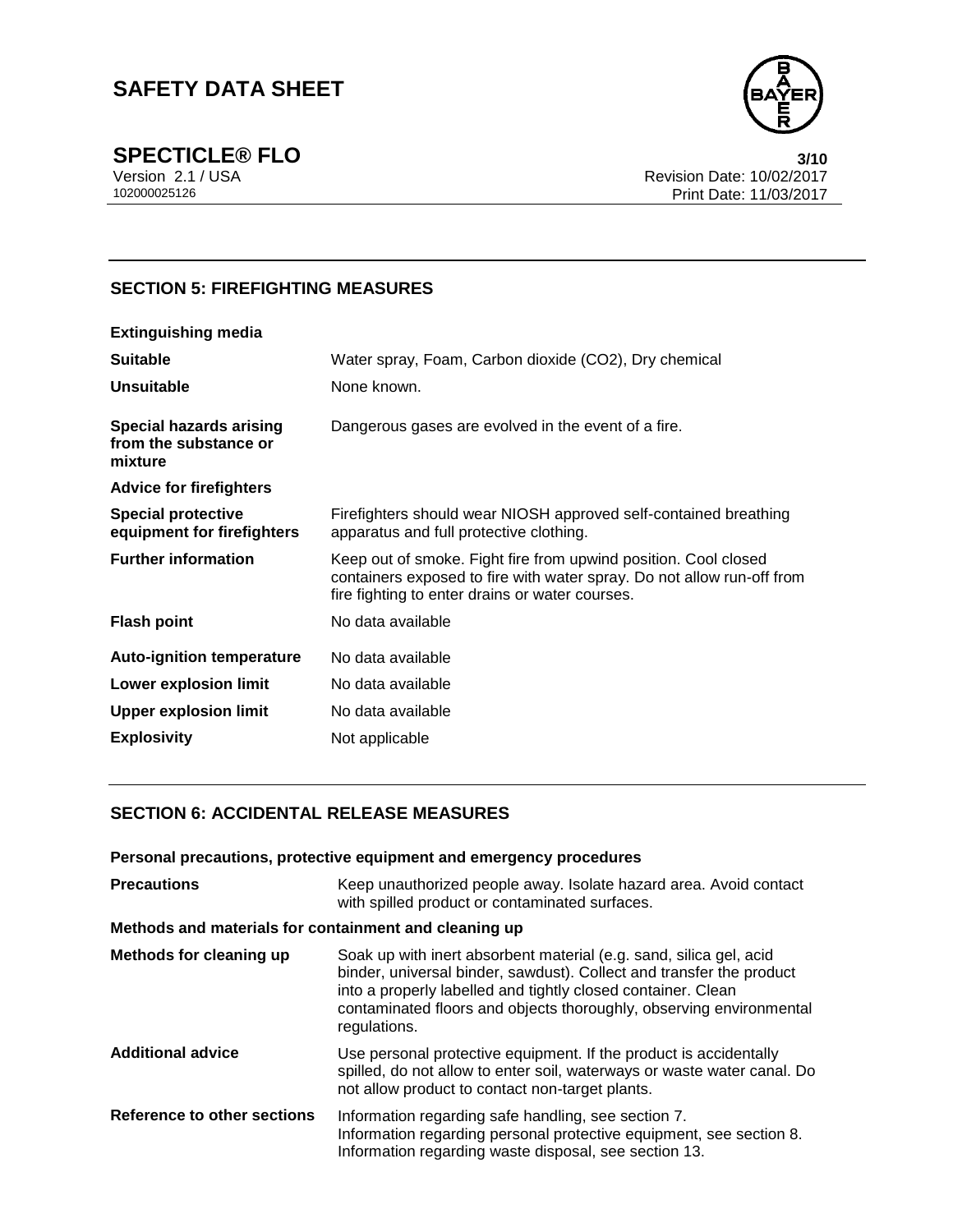## SECTION 5: FIREFIGHTING MEASURES

| | |
|---|---|
| **Extinguishing media** | |
| **Suitable** | Water spray, Foam, Carbon dioxide ($CO_2$), Dry chemical |
| **Unsuitable** | None known. |
| **Special hazards arising from the substance or mixture** | Dangerous gases are evolved in the event of a fire. |
| **Advice for firefighters** | |
| **Special protective equipment for firefighters** | Firefighters should wear NIOSH approved self-contained breathing apparatus and full protective clothing. |
| **Further information** | Keep out of smoke. Fight fire from upwind position. Cool closed containers exposed to fire with water spray. Do not allow run-off from fire fighting to enter drains or water courses. |
| **Flash point** | No data available |
| **Auto-ignition temperature** | No data available |
| **Lower explosion limit** | No data available |
| **Upper explosion limit** | No data available |
| **Explosivity** | Not applicable |

## SECTION 6: ACCIDENTAL RELEASE MEASURES

**Personal precautions, protective equipment and emergency procedures**

| | |
|---|---|
| **Precautions** | Keep unauthorized people away. Isolate hazard area. Avoid contact with spilled product or contaminated surfaces. |

**Methods and materials for containment and cleaning up**

| | |
|---|---|
| **Methods for cleaning up** | Soak up with inert absorbent material (e.g. sand, silica gel, acid binder, universal binder, sawdust). Collect and transfer the product into a properly labelled and tightly closed container. Clean contaminated floors and objects thoroughly, observing environmental regulations. |
| **Additional advice** | Use personal protective equipment. If the product is accidentally spilled, do not allow to enter soil, waterways or waste water canal. Do not allow product to contact non-target plants. |
| **Reference to other sections** | Information regarding safe handling, see section 7.<br>Information regarding personal protective equipment, see section 8.<br>Information regarding waste disposal, see section 13. |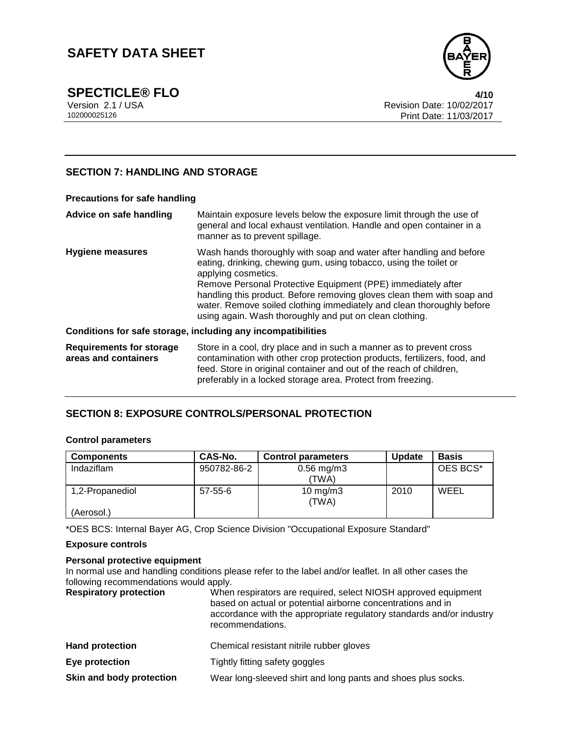## SECTION 7: HANDLING AND STORAGE

**Precautions for safe handling**

**Advice on safe handling** Maintain exposure levels below the exposure limit through the use of general and local exhaust ventilation. Handle and open container in a manner as to prevent spillage.

**Hygiene measures** Wash hands thoroughly with soap and water after handling and before eating, drinking, chewing gum, using tobacco, using the toilet or applying cosmetics.
Remove Personal Protective Equipment (PPE) immediately after handling this product. Before removing gloves clean them with soap and water. Remove soiled clothing immediately and clean thoroughly before using again. Wash thoroughly and put on clean clothing.

**Conditions for safe storage, including any incompatibilities**

**Requirements for storage areas and containers** Store in a cool, dry place and in such a manner as to prevent cross contamination with other crop protection products, fertilizers, food, and feed. Store in original container and out of the reach of children, preferably in a locked storage area. Protect from freezing.

## SECTION 8: EXPOSURE CONTROLS/PERSONAL PROTECTION

**Control parameters**

| Components | CAS-No. | Control parameters | Update | Basis |
|---|---|---|---|---|
| Indaziflam | 950782-86-2 | 0.56 mg/m3 (TWA) | | OES BCS* |
| 1,2-Propanediol (Aerosol.) | 57-55-6 | 10 mg/m3 (TWA) | 2010 | WEEL |

*OES BCS: Internal Bayer AG, Crop Science Division "Occupational Exposure Standard"

**Exposure controls**

**Personal protective equipment**

In normal use and handling conditions please refer to the label and/or leaflet. In all other cases the following recommendations would apply.

**Respiratory protection** When respirators are required, select NIOSH approved equipment based on actual or potential airborne concentrations and in accordance with the appropriate regulatory standards and/or industry recommendations.

**Hand protection** Chemical resistant nitrile rubber gloves

**Eye protection** Tightly fitting safety goggles

**Skin and body protection** Wear long-sleeved shirt and long pants and shoes plus socks.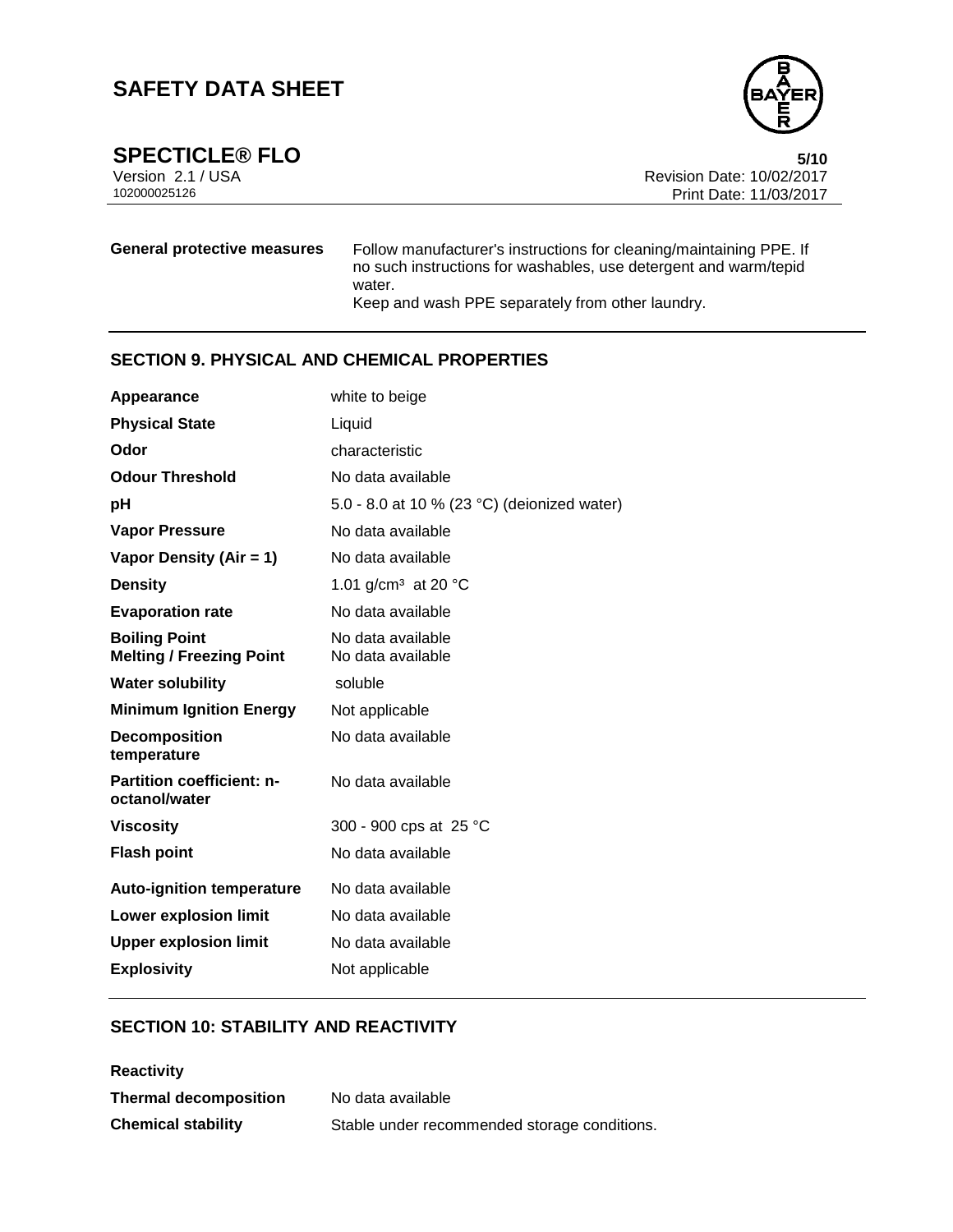| | |
|---|---|
| **General protective measures** | Follow manufacturer's instructions for cleaning/maintaining PPE. If no such instructions for washables, use detergent and warm/tepid water.<br>Keep and wash PPE separately from other laundry. |

## SECTION 9. PHYSICAL AND CHEMICAL PROPERTIES

| | |
|---|---|
| **Appearance** | white to beige |
| **Physical State** | Liquid |
| **Odor** | characteristic |
| **Odour Threshold** | No data available |
| **pH** | 5.0 - 8.0 at 10 % (23 °C) (deionized water) |
| **Vapor Pressure** | No data available |
| **Vapor Density (Air = 1)** | No data available |
| **Density** | 1.01 g/cm³ at 20 °C |
| **Evaporation rate** | No data available |
| **Boiling Point** | No data available |
| **Melting / Freezing Point** | No data available |
| **Water solubility** | soluble |
| **Minimum Ignition Energy** | Not applicable |
| **Decomposition temperature** | No data available |
| **Partition coefficient: n-octanol/water** | No data available |
| **Viscosity** | 300 - 900 cps at 25 °C |
| **Flash point** | No data available |
| **Auto-ignition temperature** | No data available |
| **Lower explosion limit** | No data available |
| **Upper explosion limit** | No data available |
| **Explosivity** | Not applicable |

## SECTION 10: STABILITY AND REACTIVITY

**Reactivity**

| | |
|---|---|
| **Thermal decomposition** | No data available |
| **Chemical stability** | Stable under recommended storage conditions. |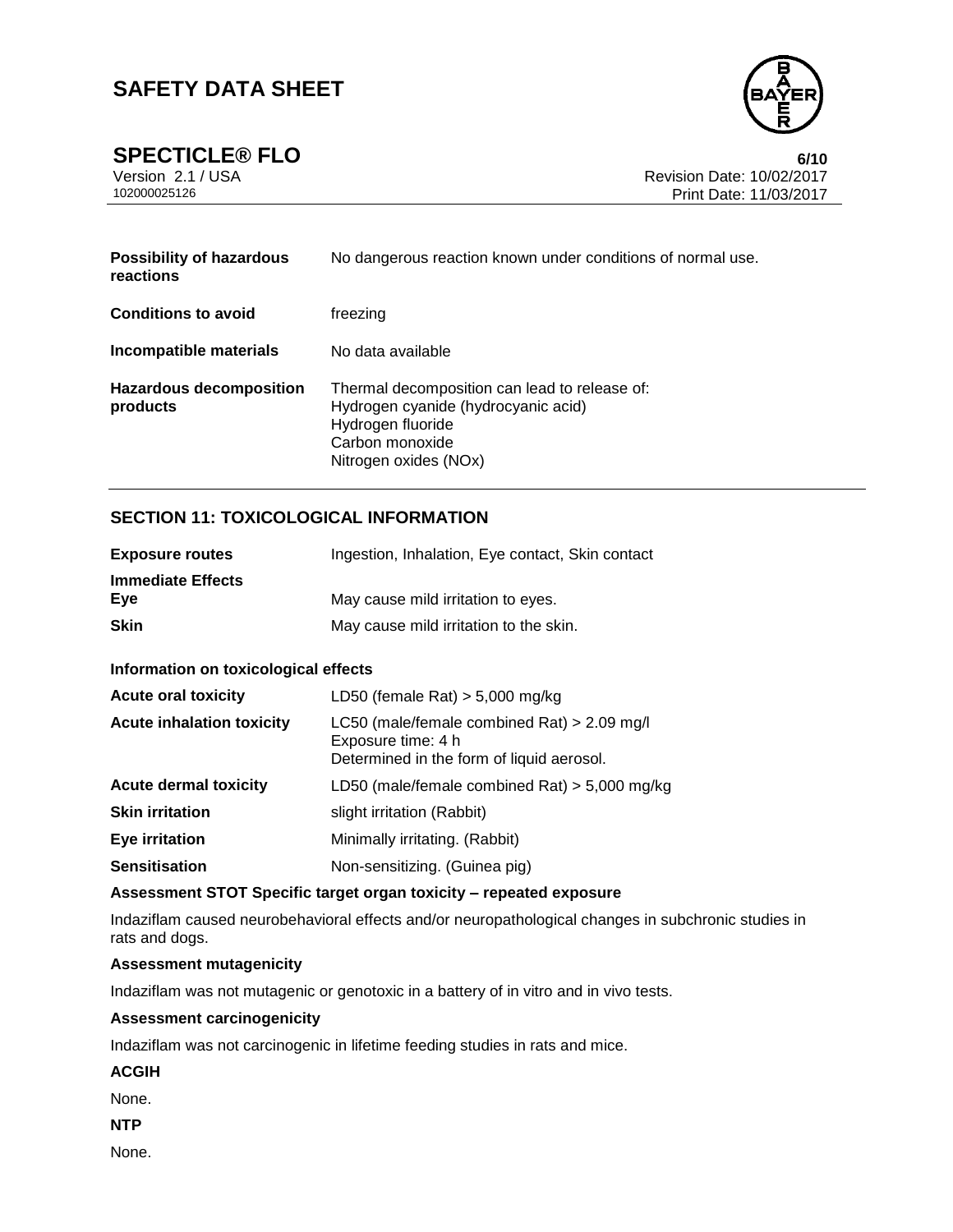| | |
|---|---|
| **Possibility of hazardous reactions** | No dangerous reaction known under conditions of normal use. |
| **Conditions to avoid** | freezing |
| **Incompatible materials** | No data available |
| **Hazardous decomposition products** | Thermal decomposition can lead to release of:<br>Hydrogen cyanide (hydrocyanic acid)<br>Hydrogen fluoride<br>Carbon monoxide<br>Nitrogen oxides (NOx) |

## SECTION 11: TOXICOLOGICAL INFORMATION

| | |
|---|---|
| **Exposure routes** | Ingestion, Inhalation, Eye contact, Skin contact |
| **Immediate Effects** | |
| **Eye** | May cause mild irritation to eyes. |
| **Skin** | May cause mild irritation to the skin. |

**Information on toxicological effects**

| | |
|---|---|
| **Acute oral toxicity** | LD50 (female Rat) > 5,000 mg/kg |
| **Acute inhalation toxicity** | LC50 (male/female combined Rat) > 2.09 mg/l<br>Exposure time: 4 h<br>Determined in the form of liquid aerosol. |
| **Acute dermal toxicity** | LD50 (male/female combined Rat) > 5,000 mg/kg |
| **Skin irritation** | slight irritation (Rabbit) |
| **Eye irritation** | Minimally irritating. (Rabbit) |
| **Sensitisation** | Non-sensitizing. (Guinea pig) |

**Assessment STOT Specific target organ toxicity – repeated exposure**

Indaziflam caused neurobehavioral effects and/or neuropathological changes in subchronic studies in rats and dogs.

**Assessment mutagenicity**

Indaziflam was not mutagenic or genotoxic in a battery of in vitro and in vivo tests.

**Assessment carcinogenicity**

Indaziflam was not carcinogenic in lifetime feeding studies in rats and mice.

**ACGIH**

None.

**NTP**

None.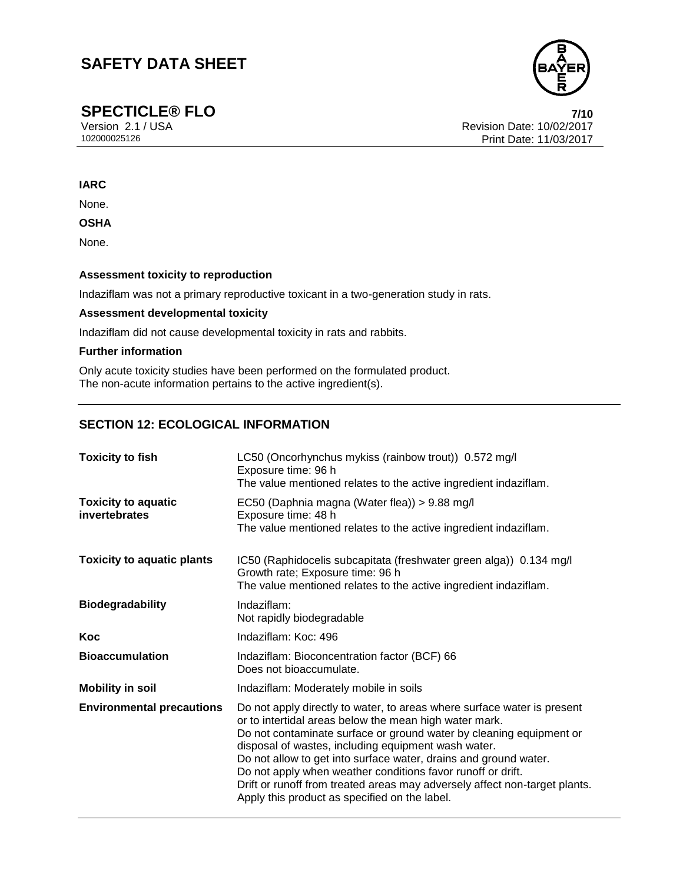**IARC**

None.

**OSHA**

None.

**Assessment toxicity to reproduction**

Indaziflam was not a primary reproductive toxicant in a two-generation study in rats.

**Assessment developmental toxicity**

Indaziflam did not cause developmental toxicity in rats and rabbits.

**Further information**

Only acute toxicity studies have been performed on the formulated product.
The non-acute information pertains to the active ingredient(s).

## SECTION 12: ECOLOGICAL INFORMATION

| | |
|---|---|
| **Toxicity to fish** | LC50 (Oncorhynchus mykiss (rainbow trout)) 0.572 mg/l<br>Exposure time: 96 h<br>The value mentioned relates to the active ingredient indaziflam. |
| **Toxicity to aquatic invertebrates** | EC50 (Daphnia magna (Water flea)) > 9.88 mg/l<br>Exposure time: 48 h<br>The value mentioned relates to the active ingredient indaziflam. |
| **Toxicity to aquatic plants** | IC50 (Raphidocelis subcapitata (freshwater green alga)) 0.134 mg/l<br>Growth rate; Exposure time: 96 h<br>The value mentioned relates to the active ingredient indaziflam. |
| **Biodegradability** | Indaziflam:<br>Not rapidly biodegradable |
| **Koc** | Indaziflam: Koc: 496 |
| **Bioaccumulation** | Indaziflam: Bioconcentration factor (BCF) 66<br>Does not bioaccumulate. |
| **Mobility in soil** | Indaziflam: Moderately mobile in soils |
| **Environmental precautions** | Do not apply directly to water, to areas where surface water is present or to intertidal areas below the mean high water mark.<br>Do not contaminate surface or ground water by cleaning equipment or disposal of wastes, including equipment wash water.<br>Do not allow to get into surface water, drains and ground water.<br>Do not apply when weather conditions favor runoff or drift.<br>Drift or runoff from treated areas may adversely affect non-target plants.<br>Apply this product as specified on the label. |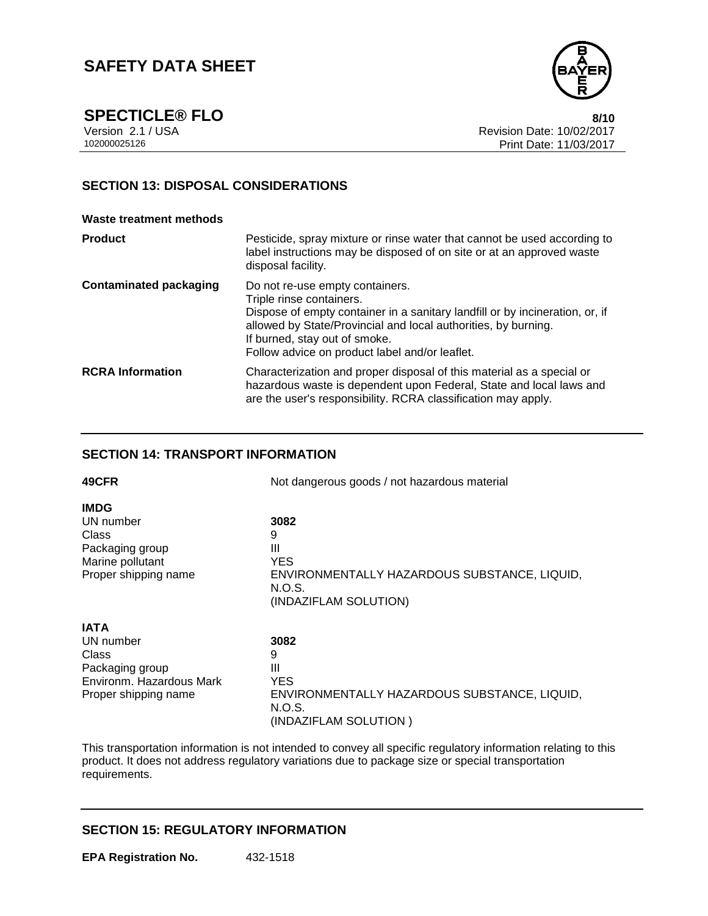## SECTION 13: DISPOSAL CONSIDERATIONS

**Waste treatment methods**

| | |
|---|---|
| **Product** | Pesticide, spray mixture or rinse water that cannot be used according to label instructions may be disposed of on site or at an approved waste disposal facility. |
| **Contaminated packaging** | Do not re-use empty containers.<br>Triple rinse containers.<br>Dispose of empty container in a sanitary landfill or by incineration, or, if allowed by State/Provincial and local authorities, by burning.<br>If burned, stay out of smoke.<br>Follow advice on product label and/or leaflet. |
| **RCRA Information** | Characterization and proper disposal of this material as a special or hazardous waste is dependent upon Federal, State and local laws and are the user's responsibility. RCRA classification may apply. |

## SECTION 14: TRANSPORT INFORMATION

**49CFR** Not dangerous goods / not hazardous material

**IMDG**

| | |
|---|---|
| UN number | **3082** |
| Class | 9 |
| Packaging group | III |
| Marine pollutant | YES |
| Proper shipping name | ENVIRONMENTALLY HAZARDOUS SUBSTANCE, LIQUID, N.O.S. (INDAZIFLAM SOLUTION) |

**IATA**

| | |
|---|---|
| UN number | **3082** |
| Class | 9 |
| Packaging group | III |
| Environm. Hazardous Mark | YES |
| Proper shipping name | ENVIRONMENTALLY HAZARDOUS SUBSTANCE, LIQUID, N.O.S. (INDAZIFLAM SOLUTION ) |

This transportation information is not intended to convey all specific regulatory information relating to this product. It does not address regulatory variations due to package size or special transportation requirements.

## SECTION 15: REGULATORY INFORMATION

**EPA Registration No.** 432-1518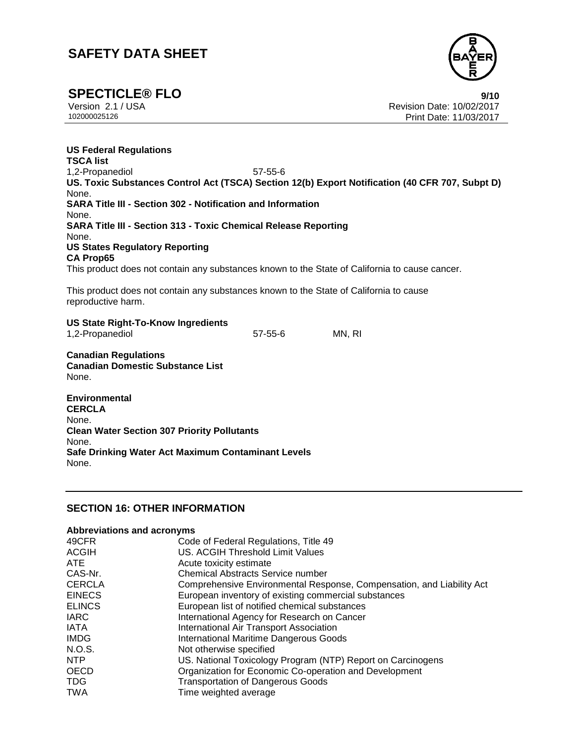**US Federal Regulations**

**TSCA list**

| | |
|---|---|
| 1,2-Propanediol | 57-55-6 |

**US. Toxic Substances Control Act (TSCA) Section 12(b) Export Notification (40 CFR 707, Subpt D)**

None.

**SARA Title III - Section 302 - Notification and Information**

None.

**SARA Title III - Section 313 - Toxic Chemical Release Reporting**

None.

**US States Regulatory Reporting**

**CA Prop65**

This product does not contain any substances known to the State of California to cause cancer.

This product does not contain any substances known to the State of California to cause reproductive harm.

**US State Right-To-Know Ingredients**

| | | |
|---|---|---|
| 1,2-Propanediol | 57-55-6 | MN, RI |

**Canadian Regulations**

**Canadian Domestic Substance List**

None.

**Environmental**

**CERCLA**

None.

**Clean Water Section 307 Priority Pollutants**

None.

**Safe Drinking Water Act Maximum Contaminant Levels**

None.

## SECTION 16: OTHER INFORMATION

**Abbreviations and acronyms**

| | |
|---|---|
| 49CFR | Code of Federal Regulations, Title 49 |
| ACGIH | US. ACGIH Threshold Limit Values |
| ATE | Acute toxicity estimate |
| CAS-Nr. | Chemical Abstracts Service number |
| CERCLA | Comprehensive Environmental Response, Compensation, and Liability Act |
| EINECS | European inventory of existing commercial substances |
| ELINCS | European list of notified chemical substances |
| IARC | International Agency for Research on Cancer |
| IATA | International Air Transport Association |
| IMDG | International Maritime Dangerous Goods |
| N.O.S. | Not otherwise specified |
| NTP | US. National Toxicology Program (NTP) Report on Carcinogens |
| OECD | Organization for Economic Co-operation and Development |
| TDG | Transportation of Dangerous Goods |
| TWA | Time weighted average |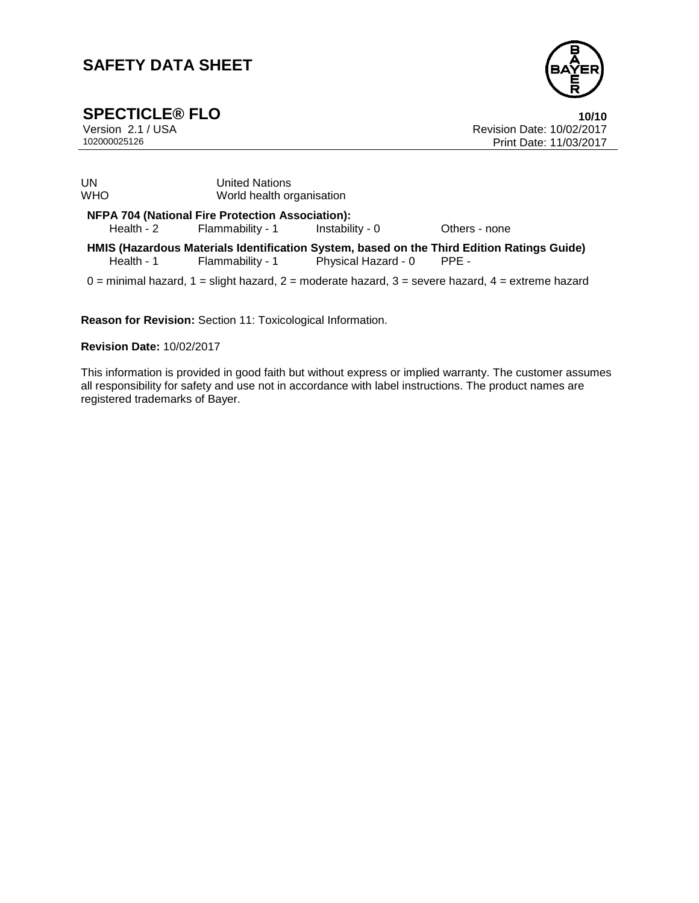| | |
|---|---|
| UN | United Nations |
| WHO | World health organisation |

**NFPA 704 (National Fire Protection Association):**

| | | | |
|---|---|---|---|
| Health - 2 | Flammability - 1 | Instability - 0 | Others - none |

**HMIS (Hazardous Materials Identification System, based on the Third Edition Ratings Guide)**

| | | | |
|---|---|---|---|
| Health - 1 | Flammability - 1 | Physical Hazard - 0 | PPE - |

0 = minimal hazard, 1 = slight hazard, 2 = moderate hazard, 3 = severe hazard, 4 = extreme hazard

**Reason for Revision:** Section 11: Toxicological Information.

**Revision Date:** 10/02/2017

This information is provided in good faith but without express or implied warranty. The customer assumes all responsibility for safety and use not in accordance with label instructions. The product names are registered trademarks of Bayer.